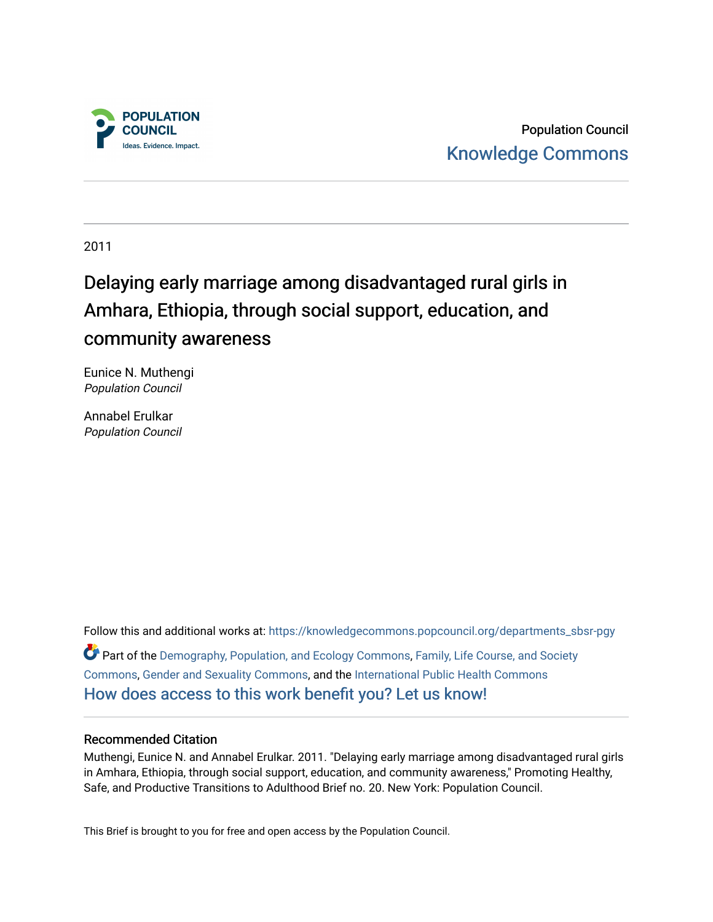Population Council

Knowledge Commons

2011

# Delaying early marriage among disadvantaged rural girls in Amhara, Ethiopia, through social support, education, and community awareness

Eunice N. Muthengi
*Population Council*

Annabel Erulkar
*Population Council*

Follow this and additional works at: https://knowledgecommons.popcouncil.org/departments_sbsr-pgy

Part of the Demography, Population, and Ecology Commons, Family, Life Course, and Society Commons, Gender and Sexuality Commons, and the International Public Health Commons

How does access to this work benefit you? Let us know!

## Recommended Citation

Muthengi, Eunice N. and Annabel Erulkar. 2011. "Delaying early marriage among disadvantaged rural girls in Amhara, Ethiopia, through social support, education, and community awareness," Promoting Healthy, Safe, and Productive Transitions to Adulthood Brief no. 20. New York: Population Council.

This Brief is brought to you for free and open access by the Population Council.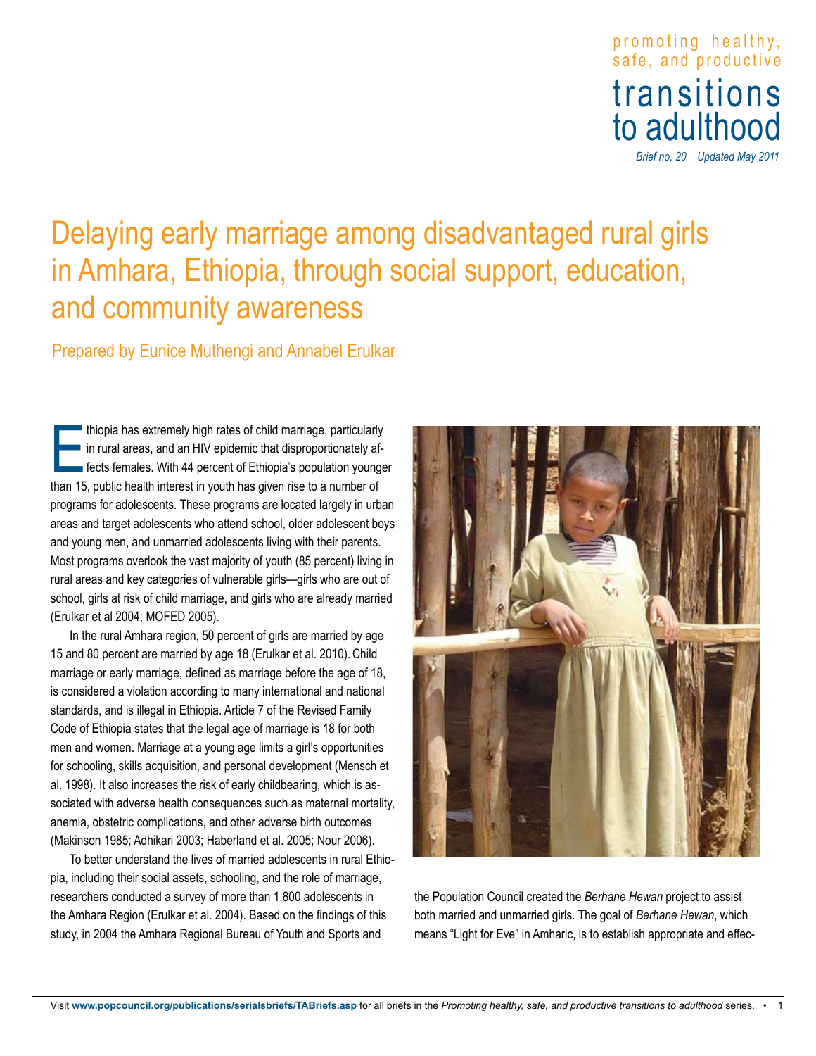promoting healthy, safe, and productive

# transitions to adulthood

*Brief no. 20 Updated May 2011*

# Delaying early marriage among disadvantaged rural girls in Amhara, Ethiopia, through social support, education, and community awareness

## Prepared by Eunice Muthengi and Annabel Erulkar

Ethiopia has extremely high rates of child marriage, particularly in rural areas, and an HIV epidemic that disproportionately affects females. With 44 percent of Ethiopia's population younger than 15, public health interest in youth has given rise to a number of programs for adolescents. These programs are located largely in urban areas and target adolescents who attend school, older adolescent boys and young men, and unmarried adolescents living with their parents. Most programs overlook the vast majority of youth (85 percent) living in rural areas and key categories of vulnerable girls—girls who are out of school, girls at risk of child marriage, and girls who are already married (Erulkar et al 2004; MOFED 2005).

In the rural Amhara region, 50 percent of girls are married by age 15 and 80 percent are married by age 18 (Erulkar et al. 2010). Child marriage or early marriage, defined as marriage before the age of 18, is considered a violation according to many international and national standards, and is illegal in Ethiopia. Article 7 of the Revised Family Code of Ethiopia states that the legal age of marriage is 18 for both men and women. Marriage at a young age limits a girl's opportunities for schooling, skills acquisition, and personal development (Mensch et al. 1998). It also increases the risk of early childbearing, which is associated with adverse health consequences such as maternal mortality, anemia, obstetric complications, and other adverse birth outcomes (Makinson 1985; Adhikari 2003; Haberland et al. 2005; Nour 2006).

To better understand the lives of married adolescents in rural Ethiopia, including their social assets, schooling, and the role of marriage, researchers conducted a survey of more than 1,800 adolescents in the Amhara Region (Erulkar et al. 2004). Based on the findings of this study, in 2004 the Amhara Regional Bureau of Youth and Sports and the Population Council created the *Berhane Hewan* project to assist both married and unmarried girls. The goal of *Berhane Hewan*, which means "Light for Eve" in Amharic, is to establish appropriate and effec-

Visit **www.popcouncil.org/publications/serialsbriefs/TABriefs.asp** for all briefs in the *Promoting healthy, safe, and productive transitions to adulthood* series.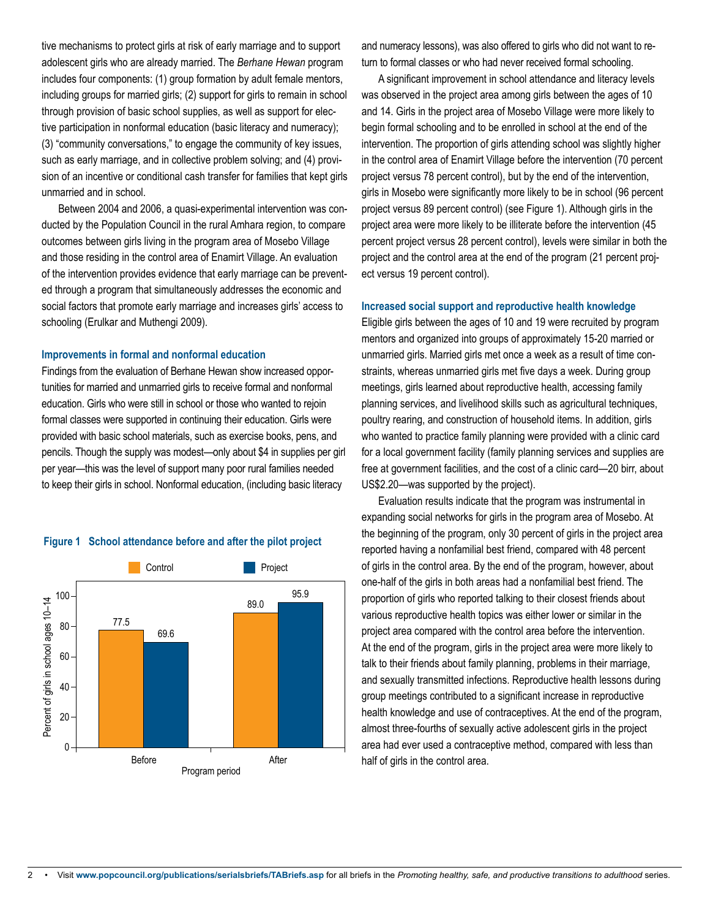tive mechanisms to protect girls at risk of early marriage and to support adolescent girls who are already married. The *Berhane Hewan* program includes four components: (1) group formation by adult female mentors, including groups for married girls; (2) support for girls to remain in school through provision of basic school supplies, as well as support for elective participation in nonformal education (basic literacy and numeracy); (3) "community conversations," to engage the community of key issues, such as early marriage, and in collective problem solving; and (4) provision of an incentive or conditional cash transfer for families that kept girls unmarried and in school.

Between 2004 and 2006, a quasi-experimental intervention was conducted by the Population Council in the rural Amhara region, to compare outcomes between girls living in the program area of Mosebo Village and those residing in the control area of Enamirt Village. An evaluation of the intervention provides evidence that early marriage can be prevented through a program that simultaneously addresses the economic and social factors that promote early marriage and increases girls' access to schooling (Erulkar and Muthengi 2009).

### Improvements in formal and nonformal education

Findings from the evaluation of Berhane Hewan show increased opportunities for married and unmarried girls to receive formal and nonformal education. Girls who were still in school or those who wanted to rejoin formal classes were supported in continuing their education. Girls were provided with basic school materials, such as exercise books, pens, and pencils. Though the supply was modest—only about $4 in supplies per girl per year—this was the level of support many poor rural families needed to keep their girls in school. Nonformal education, (including basic literacy and numeracy lessons), was also offered to girls who did not want to return to formal classes or who had never received formal schooling.

**Figure 1 School attendance before and after the pilot project**

| Program period | Control | Project |
|---|---|---|
| Before | 77.5 | 69.6 |
| After | 89.0 | 95.9 |

A significant improvement in school attendance and literacy levels was observed in the project area among girls between the ages of 10 and 14. Girls in the project area of Mosebo Village were more likely to begin formal schooling and to be enrolled in school at the end of the intervention. The proportion of girls attending school was slightly higher in the control area of Enamirt Village before the intervention (70 percent project versus 78 percent control), but by the end of the intervention, girls in Mosebo were significantly more likely to be in school (96 percent project versus 89 percent control) (see Figure 1). Although girls in the project area were more likely to be illiterate before the intervention (45 percent project versus 28 percent control), levels were similar in both the project and the control area at the end of the program (21 percent project versus 19 percent control).

### Increased social support and reproductive health knowledge

Eligible girls between the ages of 10 and 19 were recruited by program mentors and organized into groups of approximately 15-20 married or unmarried girls. Married girls met once a week as a result of time constraints, whereas unmarried girls met five days a week. During group meetings, girls learned about reproductive health, accessing family planning services, and livelihood skills such as agricultural techniques, poultry rearing, and construction of household items. In addition, girls who wanted to practice family planning were provided with a clinic card for a local government facility (family planning services and supplies are free at government facilities, and the cost of a clinic card—20 birr, about US$2.20—was supported by the project).

Evaluation results indicate that the program was instrumental in expanding social networks for girls in the program area of Mosebo. At the beginning of the program, only 30 percent of girls in the project area reported having a nonfamilial best friend, compared with 48 percent of girls in the control area. By the end of the program, however, about one-half of the girls in both areas had a nonfamilial best friend. The proportion of girls who reported talking to their closest friends about various reproductive health topics was either lower or similar in the project area compared with the control area before the intervention. At the end of the program, girls in the project area were more likely to talk to their friends about family planning, problems in their marriage, and sexually transmitted infections. Reproductive health lessons during group meetings contributed to a significant increase in reproductive health knowledge and use of contraceptives. At the end of the program, almost three-fourths of sexually active adolescent girls in the project area had ever used a contraceptive method, compared with less than half of girls in the control area.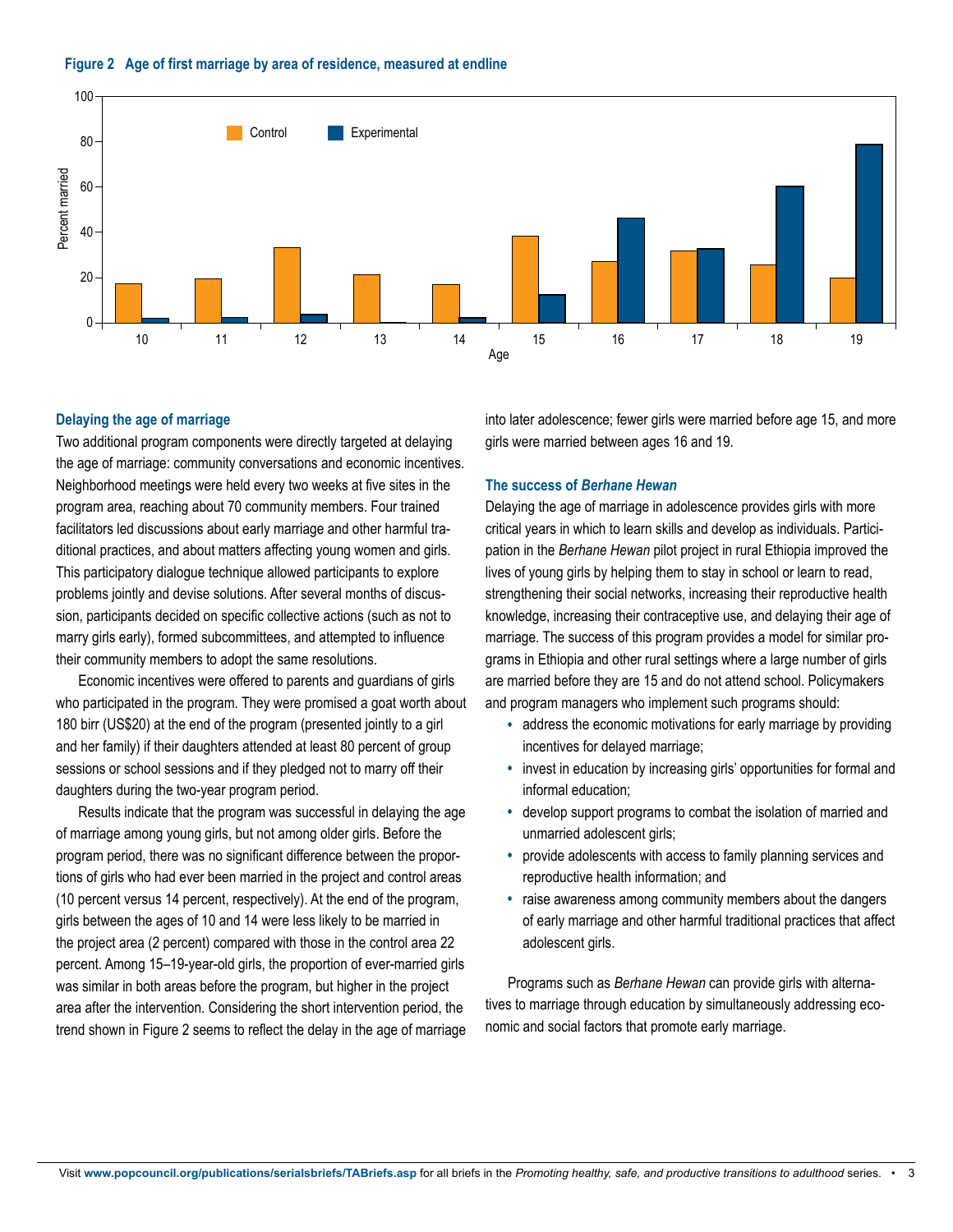**Figure 2 Age of first marriage by area of residence, measured at endline**

### Delaying the age of marriage

Two additional program components were directly targeted at delaying the age of marriage: community conversations and economic incentives. Neighborhood meetings were held every two weeks at five sites in the program area, reaching about 70 community members. Four trained facilitators led discussions about early marriage and other harmful traditional practices, and about matters affecting young women and girls. This participatory dialogue technique allowed participants to explore problems jointly and devise solutions. After several months of discussion, participants decided on specific collective actions (such as not to marry girls early), formed subcommittees, and attempted to influence their community members to adopt the same resolutions.

Economic incentives were offered to parents and guardians of girls who participated in the program. They were promised a goat worth about 180 birr (US$20) at the end of the program (presented jointly to a girl and her family) if their daughters attended at least 80 percent of group sessions or school sessions and if they pledged not to marry off their daughters during the two-year program period.

Results indicate that the program was successful in delaying the age of marriage among young girls, but not among older girls. Before the program period, there was no significant difference between the proportions of girls who had ever been married in the project and control areas (10 percent versus 14 percent, respectively). At the end of the program, girls between the ages of 10 and 14 were less likely to be married in the project area (2 percent) compared with those in the control area 22 percent. Among 15–19-year-old girls, the proportion of ever-married girls was similar in both areas before the program, but higher in the project area after the intervention. Considering the short intervention period, the trend shown in Figure 2 seems to reflect the delay in the age of marriage into later adolescence; fewer girls were married before age 15, and more girls were married between ages 16 and 19.

### The success of *Berhane Hewan*

Delaying the age of marriage in adolescence provides girls with more critical years in which to learn skills and develop as individuals. Participation in the *Berhane Hewan* pilot project in rural Ethiopia improved the lives of young girls by helping them to stay in school or learn to read, strengthening their social networks, increasing their reproductive health knowledge, increasing their contraceptive use, and delaying their age of marriage. The success of this program provides a model for similar programs in Ethiopia and other rural settings where a large number of girls are married before they are 15 and do not attend school. Policymakers and program managers who implement such programs should:

- address the economic motivations for early marriage by providing incentives for delayed marriage;
- invest in education by increasing girls' opportunities for formal and informal education;
- develop support programs to combat the isolation of married and unmarried adolescent girls;
- provide adolescents with access to family planning services and reproductive health information; and
- raise awareness among community members about the dangers of early marriage and other harmful traditional practices that affect adolescent girls.

Programs such as *Berhane Hewan* can provide girls with alternatives to marriage through education by simultaneously addressing economic and social factors that promote early marriage.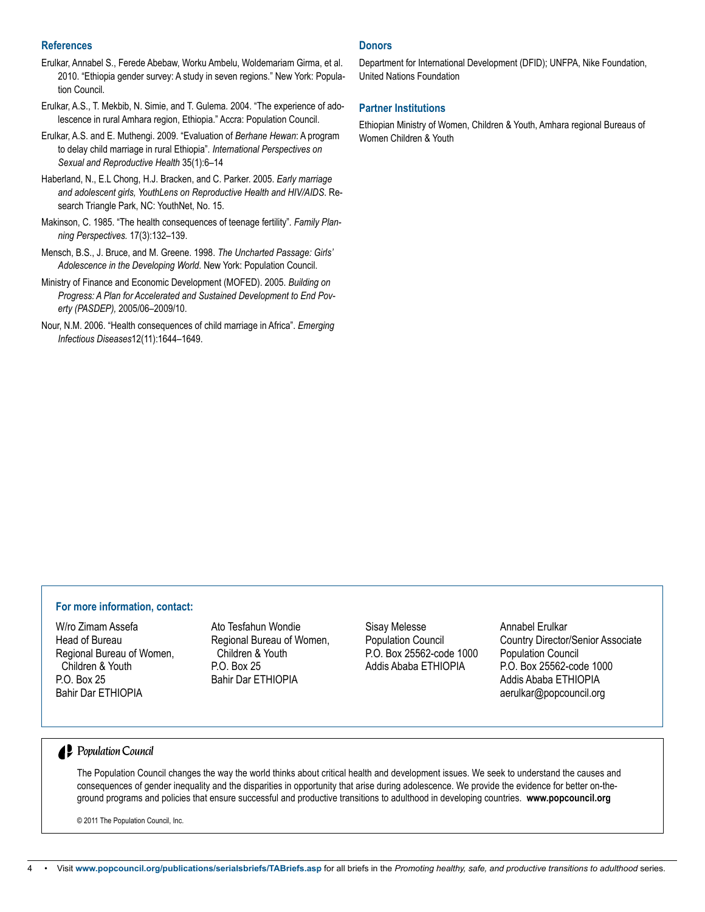## References

Erulkar, Annabel S., Ferede Abebaw, Worku Ambelu, Woldemariam Girma, et al. 2010. "Ethiopia gender survey: A study in seven regions." New York: Population Council.

Erulkar, A.S., T. Mekbib, N. Simie, and T. Gulema. 2004. "The experience of adolescence in rural Amhara region, Ethiopia." Accra: Population Council.

Erulkar, A.S. and E. Muthengi. 2009. "Evaluation of *Berhane Hewan*: A program to delay child marriage in rural Ethiopia". *International Perspectives on Sexual and Reproductive Health* 35(1):6–14

Haberland, N., E.L Chong, H.J. Bracken, and C. Parker. 2005. *Early marriage and adolescent girls, YouthLens on Reproductive Health and HIV/AIDS*. Research Triangle Park, NC: YouthNet, No. 15.

Makinson, C. 1985. "The health consequences of teenage fertility". *Family Planning Perspectives.* 17(3):132–139.

Mensch, B.S., J. Bruce, and M. Greene. 1998. *The Uncharted Passage: Girls' Adolescence in the Developing World*. New York: Population Council.

Ministry of Finance and Economic Development (MOFED). 2005. *Building on Progress: A Plan for Accelerated and Sustained Development to End Poverty (PASDEP),* 2005/06–2009/10.

Nour, N.M. 2006. "Health consequences of child marriage in Africa". *Emerging Infectious Diseases*12(11):1644–1649.

## Donors

Department for International Development (DFID); UNFPA, Nike Foundation, United Nations Foundation

## Partner Institutions

Ethiopian Ministry of Women, Children & Youth, Amhara regional Bureaus of Women Children & Youth

### For more information, contact:

W/ro Zimam Assefa
Head of Bureau
Regional Bureau of Women, Children & Youth
P.O. Box 25
Bahir Dar ETHIOPIA

Ato Tesfahun Wondie
Regional Bureau of Women, Children & Youth
P.O. Box 25
Bahir Dar ETHIOPIA

Sisay Melesse
Population Council
P.O. Box 25562-code 1000
Addis Ababa ETHIOPIA

Annabel Erulkar
Country Director/Senior Associate
Population Council
P.O. Box 25562-code 1000
Addis Ababa ETHIOPIA
aerulkar@popcouncil.org

Population Council

The Population Council changes the way the world thinks about critical health and development issues. We seek to understand the causes and consequences of gender inequality and the disparities in opportunity that arise during adolescence. We provide the evidence for better on-the-ground programs and policies that ensure successful and productive transitions to adulthood in developing countries. **www.popcouncil.org**

© 2011 The Population Council, Inc.

Visit **www.popcouncil.org/publications/serialsbriefs/TABriefs.asp** for all briefs in the *Promoting healthy, safe, and productive transitions to adulthood* series.